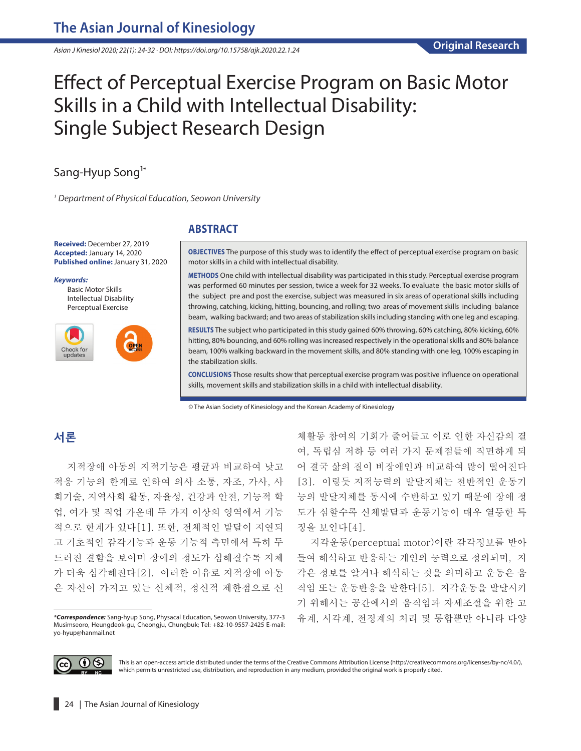Original Research

# Effect of Perceptual Exercise Program on Basic Motor Skills in a Child with Intellectual Disability: Single Subject Research Design

Sang-Hyup Song[1]*

[1] Department of Physical Education, Seowon University

**Received:** December 27, 2019
**Accepted:** January 14, 2020
**Published online:** January 31, 2020

***Keywords:***
Basic Motor Skills
Intellectual Disability
Perceptual Exercise

## ABSTRACT

**OBJECTIVES** The purpose of this study was to identify the effect of perceptual exercise program on basic motor skills in a child with intellectual disability.

**METHODS** One child with intellectual disability was participated in this study. Perceptual exercise program was performed 60 minutes per session, twice a week for 32 weeks. To evaluate the basic motor skills of the subject pre and post the exercise, subject was measured in six areas of operational skills including throwing, catching, kicking, hitting, bouncing, and rolling; two areas of movement skills including balance beam, walking backward; and two areas of stabilization skills including standing with one leg and escaping.

**RESULTS** The subject who participated in this study gained 60% throwing, 60% catching, 80% kicking, 60% hitting, 80% bouncing, and 60% rolling was increased respectively in the operational skills and 80% balance beam, 100% walking backward in the movement skills, and 80% standing with one leg, 100% escaping in the stabilization skills.

**CONCLUSIONS** Those results show that perceptual exercise program was positive influence on operational skills, movement skills and stabilization skills in a child with intellectual disability.

© The Asian Society of Kinesiology and the Korean Academy of Kinesiology

## 서론

지적장애 아동의 지적기능은 평균과 비교하여 낮고 적응 기능의 한계로 인하여 의사 소통, 자조, 가사, 사회기술, 지역사회 활동, 자율성, 건강과 안전, 기능적 학업, 여가 및 직업 가운데 두 가지 이상의 영역에서 기능적으로 한계가 있다[1]. 또한, 전체적인 발달이 지연되고 기초적인 감각기능과 운동 기능적 측면에서 특히 두드러진 결함을 보이며 장애의 정도가 심해질수록 지체가 더욱 심각해진다[2]. 이러한 이유로 지적장애 아동은 자신이 가지고 있는 신체적, 정신적 제한점으로 신체활동 참여의 기회가 줄어들고 이로 인한 자신감의 결여, 독립심 저하 등 여러 가지 문제점들에 직면하게 되어 결국 삶의 질이 비장애인과 비교하여 많이 떨어진다[3]. 이렇듯 지적능력의 발달지체는 전반적인 운동기능의 발달지체를 동시에 수반하고 있기 때문에 장애 정도가 심할수록 신체발달과 운동기능이 매우 열등한 특징을 보인다[4].

지각운동(perceptual motor)이란 감각정보를 받아들여 해석하고 반응하는 개인의 능력으로 정의되며, 지각은 정보를 알거나 해석하는 것을 의미하고 운동은 움직임 또는 운동반응을 말한다[5]. 지각운동을 발달시키기 위해서는 공간에서의 움직임과 자세조절을 위한 고유계, 시각계, 전정계의 처리 및 통합뿐만 아니라 다양

*__Correspondence:__* Sang-hyup Song, Physacal Education, Seowon University, 377-3 Musimseoro, Heungdeok-gu, Cheongju, Chungbuk; Tel: +82-10-9557-2425 E-mail: yo-hyup@hanmail.net

This is an open-access article distributed under the terms of the Creative Commons Attribution License (http://creativecommons.org/licenses/by-nc/4.0/), which permits unrestricted use, distribution, and reproduction in any medium, provided the original work is properly cited.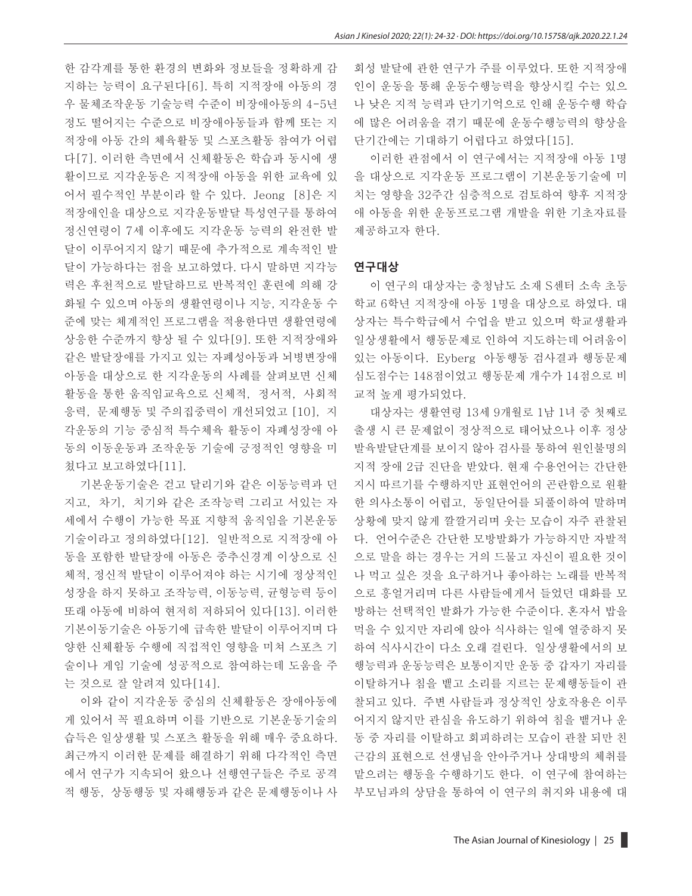한 감각계를 통한 환경의 변화와 정보들을 정확하게 감지하는 능력이 요구된다[6]. 특히 지적장애 아동의 경우 물체조작운동 기술능력 수준이 비장애아동의 4-5년 정도 떨어지는 수준으로 비장애아동들과 함께 또는 지적장애 아동 간의 체육활동 및 스포츠활동 참여가 어렵다[7]. 이러한 측면에서 신체활동은 학습과 동시에 생활이므로 지각운동은 지적장애 아동을 위한 교육에 있어서 필수적인 부분이라 할 수 있다. Jeong [8]은 지적장애인을 대상으로 지각운동발달 특성연구를 통하여 정신연령이 7세 이후에도 지각운동 능력의 완전한 발달이 이루어지지 않기 때문에 추가적으로 계속적인 발달이 가능하다는 점을 보고하였다. 다시 말하면 지각능력은 후천적으로 발달하므로 반복적인 훈련에 의해 강화될 수 있으며 아동의 생활연령이나 지능, 지각운동 수준에 맞는 체계적인 프로그램을 적용한다면 생활연령에 상응한 수준까지 향상 될 수 있다[9]. 또한 지적장애와 같은 발달장애를 가지고 있는 자폐성아동과 뇌병변장애 아동을 대상으로 한 지각운동의 사례를 살펴보면 신체활동을 통한 움직임교육으로 신체적, 정서적, 사회적 응력, 문제행동 및 주의집중력이 개선되었고 [10], 지각운동의 기능 중심적 특수체육 활동이 자폐성장애 아동의 이동운동과 조작운동 기술에 긍정적인 영향을 미쳤다고 보고하였다[11].

기본운동기술은 걷고 달리기와 같은 이동능력과 던지고, 차기, 치기와 같은 조작능력 그리고 서있는 자세에서 수행이 가능한 목표 지향적 움직임을 기본운동기술이라고 정의하였다[12]. 일반적으로 지적장애 아동을 포함한 발달장애 아동은 중추신경계 이상으로 신체적, 정신적 발달이 이루어져야 하는 시기에 정상적인 성장을 하지 못하고 조작능력, 이동능력, 균형능력 등이 또래 아동에 비하여 현저히 저하되어 있다[13]. 이러한 기본이동기술은 아동기에 급속한 발달이 이루어지며 다양한 신체활동 수행에 직접적인 영향을 미쳐 스포츠 기술이나 게임 기술에 성공적으로 참여하는데 도움을 주는 것으로 잘 알려져 있다[14].

이와 같이 지각운동 중심의 신체활동은 장애아동에게 있어서 꼭 필요하며 이를 기반으로 기본운동기술의 습득은 일상생활 및 스포츠 활동을 위해 매우 중요하다. 최근까지 이러한 문제를 해결하기 위해 다각적인 측면에서 연구가 지속되어 왔으나 선행연구들은 주로 공격적 행동, 상동행동 및 자해행동과 같은 문제행동이나 사회성 발달에 관한 연구가 주를 이루었다. 또한 지적장애인이 운동을 통해 운동수행능력을 향상시킬 수는 있으나 낮은 지적 능력과 단기기억으로 인해 운동수행 학습에 많은 어려움을 겪기 때문에 운동수행능력의 향상을 단기간에는 기대하기 어렵다고 하였다[15].

이러한 관점에서 이 연구에서는 지적장애 아동 1명을 대상으로 지각운동 프로그램이 기본운동기술에 미치는 영향을 32주간 심층적으로 검토하여 향후 지적장애 아동을 위한 운동프로그램 개발을 위한 기초자료를 제공하고자 한다.

## 연구대상

이 연구의 대상자는 충청남도 소재 S센터 소속 초등학교 6학년 지적장애 아동 1명을 대상으로 하였다. 대상자는 특수학급에서 수업을 받고 있으며 학교생활과 일상생활에서 행동문제로 인하여 지도하는데 어려움이 있는 아동이다. Eyberg 아동행동 검사결과 행동문제 심도점수는 148점이었고 행동문제 개수가 14점으로 비교적 높게 평가되었다.

대상자는 생활연령 13세 9개월로 1남 1녀 중 첫째로 출생 시 큰 문제없이 정상적으로 태어났으나 이후 정상발육발달단계를 보이지 않아 검사를 통하여 원인불명의 지적 장애 2급 진단을 받았다. 현재 수용언어는 간단한 지시 따르기를 수행하지만 표현언어의 곤란함으로 원활한 의사소통이 어렵고, 동일단어를 되풀이하여 말하며 상황에 맞지 않게 깔깔거리며 웃는 모습이 자주 관찰된다. 언어수준은 간단한 모방발화가 가능하지만 자발적으로 말을 하는 경우는 거의 드물고 자신이 필요한 것이나 먹고 싶은 것을 요구하거나 좋아하는 노래를 반복적으로 흥얼거리며 다른 사람들에게서 들었던 대화를 모방하는 선택적인 발화가 가능한 수준이다. 혼자서 밥을 먹을 수 있지만 자리에 앉아 식사하는 일에 열중하지 못하여 식사시간이 다소 오래 걸린다. 일상생활에서의 보행능력과 운동능력은 보통이지만 운동 중 갑자기 자리를 이탈하거나 침을 뱉고 소리를 지르는 문제행동들이 관찰되고 있다. 주변 사람들과 정상적인 상호작용은 이루어지지 않지만 관심을 유도하기 위하여 침을 뱉거나 운동 중 자리를 이탈하고 회피하려는 모습이 관찰 되며 친근감의 표현으로 선생님을 안아주거나 상대방의 체취를 맡으려는 행동을 수행하기도 한다. 이 연구에 참여하는 부모님과의 상담을 통하여 이 연구의 취지와 내용에 대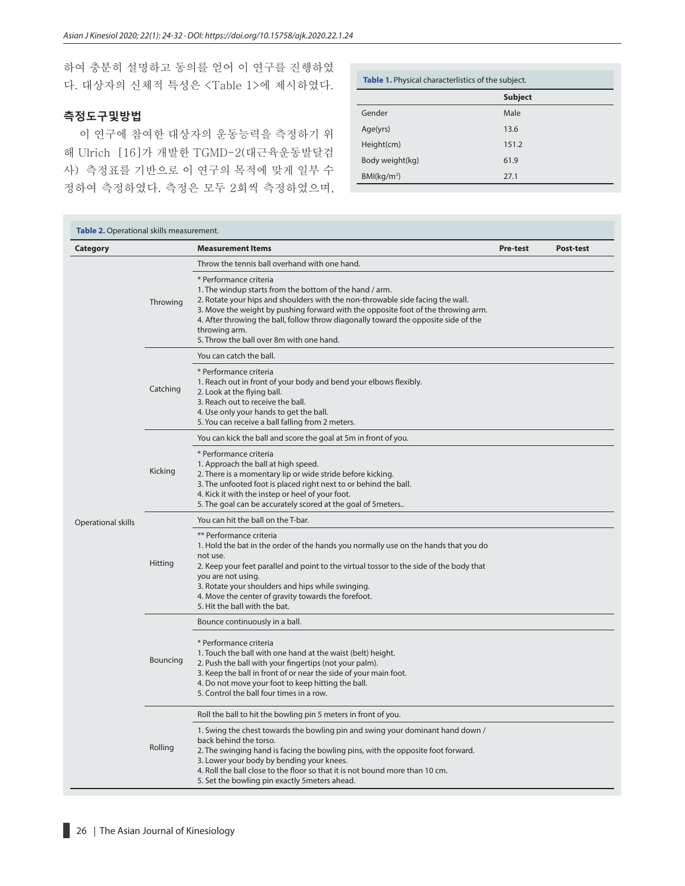하여 충분히 설명하고 동의를 얻어 이 연구를 진행하였다. 대상자의 신체적 특성은 <Table 1>에 제시하였다.

### 측정도구및방법

이 연구에 참여한 대상자의 운동능력을 측정하기 위해 Ulrich [16]가 개발한 TGMD-2(대근육운동발달검사) 측정표를 기반으로 이 연구의 목적에 맞게 일부 수정하여 측정하였다. 측정은 모두 2회씩 측정하였으며,

**Table 1.** Physical characterlistics of the subject.

| | Subject |
|---|---|
| Gender | Male |
| Age(yrs) | 13.6 |
| Height(cm) | 151.2 |
| Body weight(kg) | 61.9 |
| BMI(kg/m$^2$) | 27.1 |

**Table 2.** Operational skills measurement.

| Category | | Measurement Items | Pre-test | Post-test |
|---|---|---|---|---|
| Operational skills | Throwing | Throw the tennis ball overhand with one hand. | | |
| | | * Performance criteria<br>1. The windup starts from the bottom of the hand / arm.<br>2. Rotate your hips and shoulders with the non-throwable side facing the wall.<br>3. Move the weight by pushing forward with the opposite foot of the throwing arm.<br>4. After throwing the ball, follow throw diagonally toward the opposite side of the throwing arm.<br>5. Throw the ball over 8m with one hand. | | |
| | Catching | You can catch the ball. | | |
| | | * Performance criteria<br>1. Reach out in front of your body and bend your elbows flexibly.<br>2. Look at the flying ball.<br>3. Reach out to receive the ball.<br>4. Use only your hands to get the ball.<br>5. You can receive a ball falling from 2 meters. | | |
| | Kicking | You can kick the ball and score the goal at 5m in front of you. | | |
| | | * Performance criteria<br>1. Approach the ball at high speed.<br>2. There is a momentary lip or wide stride before kicking.<br>3. The unfooted foot is placed right next to or behind the ball.<br>4. Kick it with the instep or heel of your foot.<br>5. The goal can be accurately scored at the goal of 5meters.. | | |
| | Hitting | You can hit the ball on the T-bar. | | |
| | | ** Performance criteria<br>1. Hold the bat in the order of the hands you normally use on the hands that you do not use.<br>2. Keep your feet parallel and point to the virtual tossor to the side of the body that you are not using.<br>3. Rotate your shoulders and hips while swinging.<br>4. Move the center of gravity towards the forefoot.<br>5. Hit the ball with the bat. | | |
| | Bouncing | Bounce continuously in a ball. | | |
| | | * Performance criteria<br>1. Touch the ball with one hand at the waist (belt) height.<br>2. Push the ball with your fingertips (not your palm).<br>3. Keep the ball in front of or near the side of your main foot.<br>4. Do not move your foot to keep hitting the ball.<br>5. Control the ball four times in a row. | | |
| | Rolling | Roll the ball to hit the bowling pin 5 meters in front of you. | | |
| | | 1. Swing the chest towards the bowling pin and swing your dominant hand down / back behind the torso.<br>2. The swinging hand is facing the bowling pins, with the opposite foot forward.<br>3. Lower your body by bending your knees.<br>4. Roll the ball close to the floor so that it is not bound more than 10 cm.<br>5. Set the bowling pin exactly 5meters ahead. | | |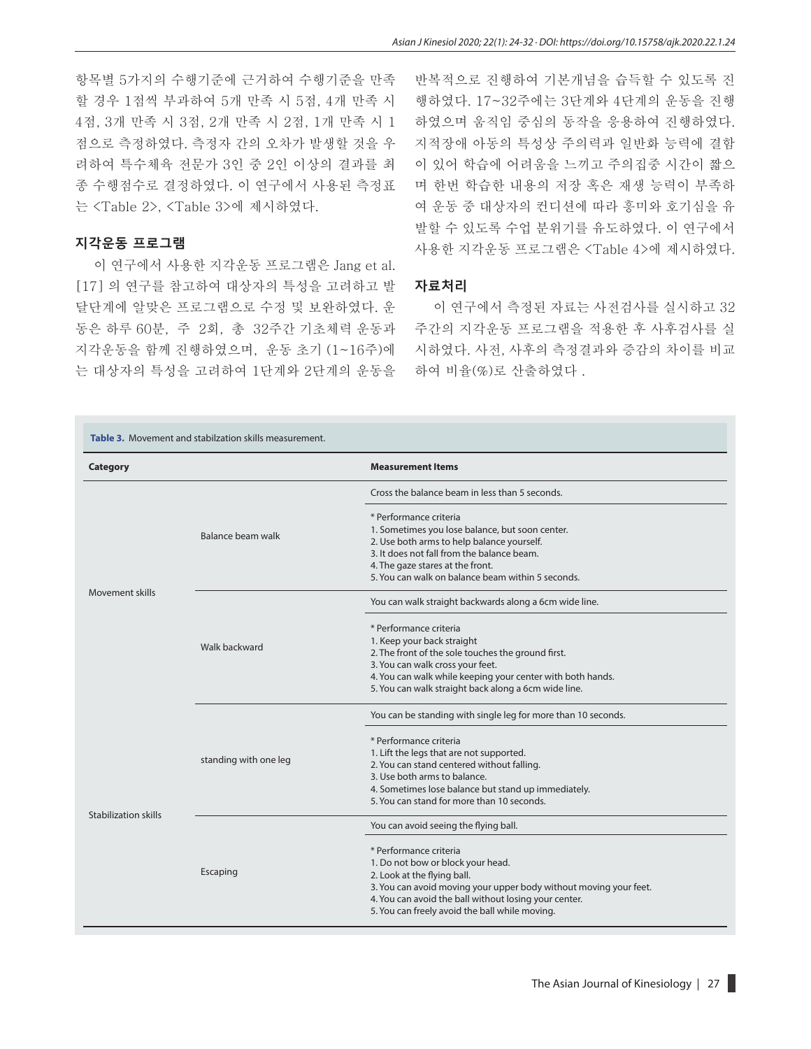항목별 5가지의 수행기준에 근거하여 수행기준을 만족할 경우 1점씩 부과하여 5개 만족 시 5점, 4개 만족 시 4점, 3개 만족 시 3점, 2개 만족 시 2점, 1개 만족 시 1점으로 측정하였다. 측정자 간의 오차가 발생할 것을 우려하여 특수체육 전문가 3인 중 2인 이상의 결과를 최종 수행점수로 결정하였다. 이 연구에서 사용된 측정표는 <Table 2>, <Table 3>에 제시하였다.

### 지각운동 프로그램

이 연구에서 사용한 지각운동 프로그램은 Jang et al. [17] 의 연구를 참고하여 대상자의 특성을 고려하고 발달단계에 알맞은 프로그램으로 수정 및 보완하였다. 운동은 하루 60분, 주 2회, 총 32주간 기초체력 운동과 지각운동을 함께 진행하였으며, 운동 초기 (1~16주)에는 대상자의 특성을 고려하여 1단계와 2단계의 운동을 반복적으로 진행하여 기본개념을 습득할 수 있도록 진행하였다. 17~32주에는 3단계와 4단계의 운동을 진행하였으며 움직임 중심의 동작을 응용하여 진행하였다. 지적장애 아동의 특성상 주의력과 일반화 능력에 결함이 있어 학습에 어려움을 느끼고 주의집중 시간이 짧으며 한번 학습한 내용의 저장 혹은 재생 능력이 부족하여 운동 중 대상자의 컨디션에 따라 흥미와 호기심을 유발할 수 있도록 수업 분위기를 유도하였다. 이 연구에서 사용한 지각운동 프로그램은 <Table 4>에 제시하였다.

### 자료처리

이 연구에서 측정된 자료는 사전검사를 실시하고 32주간의 지각운동 프로그램을 적용한 후 사후검사를 실시하였다. 사전, 사후의 측정결과와 증감의 차이를 비교하여 비율(%)로 산출하였다 .

**Table 3.** Movement and stabilzation skills measurement.

| Category | | Measurement Items |
|---|---|---|
| Movement skills | Balance beam walk | Cross the balance beam in less than 5 seconds. |
| | | * Performance criteria<br>1. Sometimes you lose balance, but soon center.<br>2. Use both arms to help balance yourself.<br>3. It does not fall from the balance beam.<br>4. The gaze stares at the front.<br>5. You can walk on balance beam within 5 seconds. |
| | Walk backward | You can walk straight backwards along a 6cm wide line. |
| | | * Performance criteria<br>1. Keep your back straight<br>2. The front of the sole touches the ground first.<br>3. You can walk cross your feet.<br>4. You can walk while keeping your center with both hands.<br>5. You can walk straight back along a 6cm wide line. |
| Stabilization skills | standing with one leg | You can be standing with single leg for more than 10 seconds. |
| | | * Performance criteria<br>1. Lift the legs that are not supported.<br>2. You can stand centered without falling.<br>3. Use both arms to balance.<br>4. Sometimes lose balance but stand up immediately.<br>5. You can stand for more than 10 seconds. |
| | Escaping | You can avoid seeing the flying ball. |
| | | * Performance criteria<br>1. Do not bow or block your head.<br>2. Look at the flying ball.<br>3. You can avoid moving your upper body without moving your feet.<br>4. You can avoid the ball without losing your center.<br>5. You can freely avoid the ball while moving. |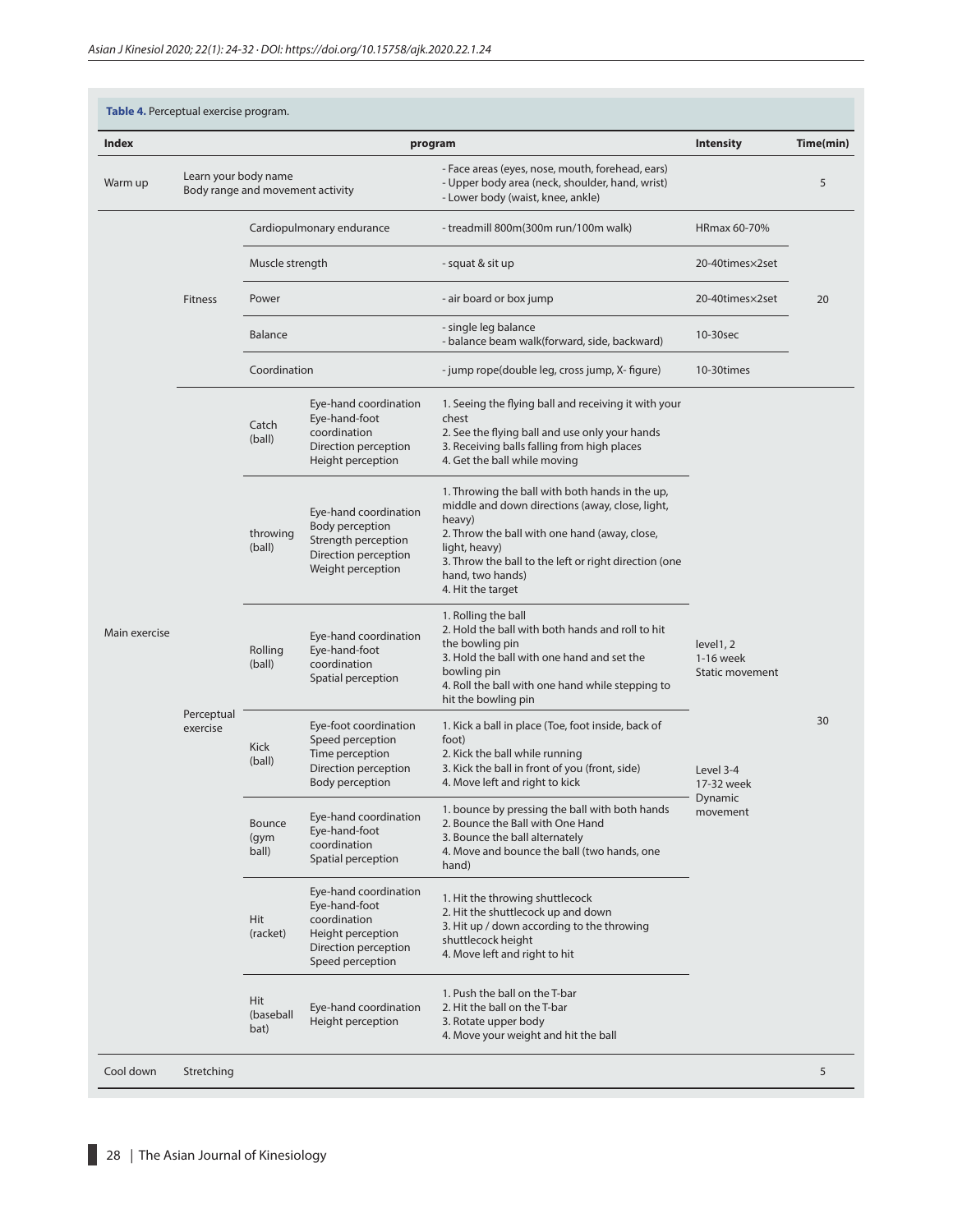**Table 4.** Perceptual exercise program.

| Index | program | | | | Intensity | Time(min) |
|---|---|---|---|---|---|---|
| Warm up | Learn your body name<br>Body range and movement activity | | | - Face areas (eyes, nose, mouth, forehead, ears)<br>- Upper body area (neck, shoulder, hand, wrist)<br>- Lower body (waist, knee, ankle) | | 5 |
| Main exercise | Fitness | Cardiopulmonary endurance | | - treadmill 800m(300m run/100m walk) | HRmax 60-70% | 20 |
| | | Muscle strength | | - squat & sit up | 20-40times×2set | |
| | | Power | | - air board or box jump | 20-40times×2set | |
| | | Balance | | - single leg balance<br>- balance beam walk(forward, side, backward) | 10-30sec | |
| | | Coordination | | - jump rope(double leg, cross jump, X- figure) | 10-30times | |
| | Perceptual exercise | Catch (ball) | Eye-hand coordination<br>Eye-hand-foot coordination<br>Direction perception<br>Height perception | 1. Seeing the flying ball and receiving it with your chest<br>2. See the flying ball and use only your hands<br>3. Receiving balls falling from high places<br>4. Get the ball while moving | level1, 2<br>1-16 week<br>Static movement<br><br>Level 3-4<br>17-32 week<br>Dynamic movement | 30 |
| | | throwing (ball) | Eye-hand coordination<br>Body perception<br>Strength perception<br>Direction perception<br>Weight perception | 1. Throwing the ball with both hands in the up, middle and down directions (away, close, light, heavy)<br>2. Throw the ball with one hand (away, close, light, heavy)<br>3. Throw the ball to the left or right direction (one hand, two hands)<br>4. Hit the target | | |
| | | Rolling (ball) | Eye-hand coordination<br>Eye-hand-foot coordination<br>Spatial perception | 1. Rolling the ball<br>2. Hold the ball with both hands and roll to hit the bowling pin<br>3. Hold the ball with one hand and set the bowling pin<br>4. Roll the ball with one hand while stepping to hit the bowling pin | | |
| | | Kick (ball) | Eye-foot coordination<br>Speed perception<br>Time perception<br>Direction perception<br>Body perception | 1. Kick a ball in place (Toe, foot inside, back of foot)<br>2. Kick the ball while running<br>3. Kick the ball in front of you (front, side)<br>4. Move left and right to kick | | |
| | | Bounce (gym ball) | Eye-hand coordination<br>Eye-hand-foot coordination<br>Spatial perception | 1. bounce by pressing the ball with both hands<br>2. Bounce the Ball with One Hand<br>3. Bounce the ball alternately<br>4. Move and bounce the ball (two hands, one hand) | | |
| | | Hit (racket) | Eye-hand coordination<br>Eye-hand-foot coordination<br>Height perception<br>Direction perception<br>Speed perception | 1. Hit the throwing shuttlecock<br>2. Hit the shuttlecock up and down<br>3. Hit up / down according to the throwing shuttlecock height<br>4. Move left and right to hit | | |
| | | Hit (baseball bat) | Eye-hand coordination<br>Height perception | 1. Push the ball on the T-bar<br>2. Hit the ball on the T-bar<br>3. Rotate upper body<br>4. Move your weight and hit the ball | | |
| Cool down | Stretching | | | | | 5 |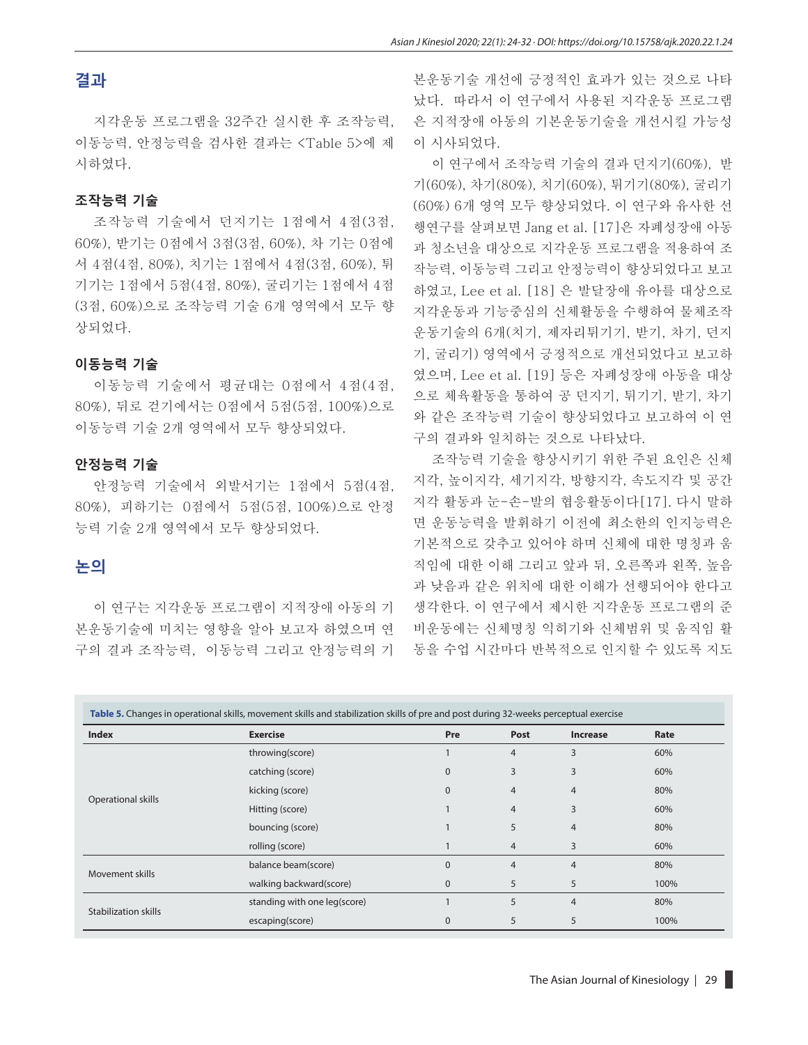## 결과

지각운동 프로그램을 32주간 실시한 후 조작능력, 이동능력, 안정능력을 검사한 결과는 <Table 5>에 제시하였다.

### 조작능력 기술

조작능력 기술에서 던지기는 1점에서 4점(3점, 60%), 받기는 0점에서 3점(3점, 60%), 차 기는 0점에서 4점(4점, 80%), 치기는 1점에서 4점(3점, 60%), 튀기기는 1점에서 5점(4점, 80%), 굴리기는 1점에서 4점(3점, 60%)으로 조작능력 기술 6개 영역에서 모두 향상되었다.

### 이동능력 기술

이동능력 기술에서 평균대는 0점에서 4점(4점, 80%), 뒤로 걷기에서는 0점에서 5점(5점, 100%)으로 이동능력 기술 2개 영역에서 모두 향상되었다.

### 안정능력 기술

안정능력 기술에서 외발서기는 1점에서 5점(4점, 80%), 피하기는 0점에서 5점(5점, 100%)으로 안정능력 기술 2개 영역에서 모두 향상되었다.

## 논의

이 연구는 지각운동 프로그램이 지적장애 아동의 기본운동기술에 미치는 영향을 알아 보고자 하였으며 연구의 결과 조작능력, 이동능력 그리고 안정능력의 기본운동기술 개선에 긍정적인 효과가 있는 것으로 나타났다. 따라서 이 연구에서 사용된 지각운동 프로그램은 지적장애 아동의 기본운동기술을 개선시킬 가능성이 시사되었다.

이 연구에서 조작능력 기술의 결과 던지기(60%), 받기(60%), 차기(80%), 치기(60%), 튀기기(80%), 굴리기(60%) 6개 영역 모두 향상되었다. 이 연구와 유사한 선행연구를 살펴보면 Jang et al. [17]은 자폐성장애 아동과 청소년을 대상으로 지각운동 프로그램을 적용하여 조작능력, 이동능력 그리고 안정능력이 향상되었다고 보고하였고, Lee et al. [18] 은 발달장애 유아를 대상으로 지각운동과 기능중심의 신체활동을 수행하여 물체조작운동기술의 6개(치기, 제자리튀기기, 받기, 차기, 던지기, 굴리기) 영역에서 긍정적으로 개선되었다고 보고하였으며, Lee et al. [19] 등은 자폐성장애 아동을 대상으로 체육활동을 통하여 공 던지기, 튀기기, 받기, 차기와 같은 조작능력 기술이 향상되었다고 보고하여 이 연구의 결과와 일치하는 것으로 나타났다.

조작능력 기술을 향상시키기 위한 주된 요인은 신체지각, 높이지각, 세기지각, 방향지각, 속도지각 및 공간지각 활동과 눈-손-발의 협응활동이다[17]. 다시 말하면 운동능력을 발휘하기 이전에 최소한의 인지능력은 기본적으로 갖추고 있어야 하며 신체에 대한 명칭과 움직임에 대한 이해 그리고 앞과 뒤, 오른쪽과 왼쪽, 높음과 낮음과 같은 위치에 대한 이해가 선행되어야 한다고 생각한다. 이 연구에서 제시한 지각운동 프로그램의 준비운동에는 신체명칭 익히기와 신체범위 및 움직임 활동을 수업 시간마다 반복적으로 인지할 수 있도록 지도

**Table 5.** Changes in operational skills, movement skills and stabilization skills of pre and post during 32-weeks perceptual exercise

| Index | Exercise | Pre | Post | Increase | Rate |
|---|---|---|---|---|---|
| Operational skills | throwing(score) | 1 | 4 | 3 | 60% |
| | catching (score) | 0 | 3 | 3 | 60% |
| | kicking (score) | 0 | 4 | 4 | 80% |
| | Hitting (score) | 1 | 4 | 3 | 60% |
| | bouncing (score) | 1 | 5 | 4 | 80% |
| | rolling (score) | 1 | 4 | 3 | 60% |
| Movement skills | balance beam(score) | 0 | 4 | 4 | 80% |
| | walking backward(score) | 0 | 5 | 5 | 100% |
| Stabilization skills | standing with one leg(score) | 1 | 5 | 4 | 80% |
| | escaping(score) | 0 | 5 | 5 | 100% |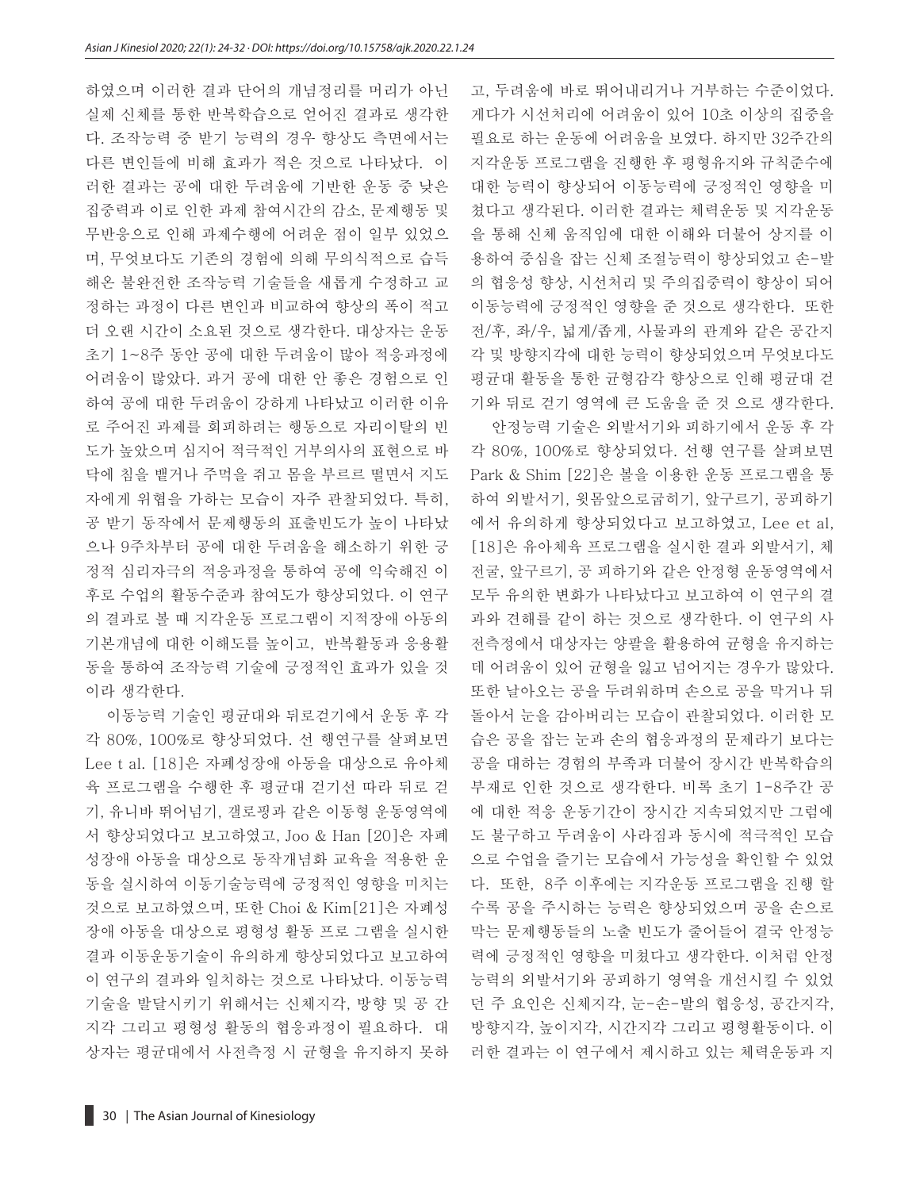하였으며 이러한 결과 단어의 개념정리를 머리가 아닌 실제 신체를 통한 반복학습으로 얻어진 결과로 생각한다. 조작능력 중 받기 능력의 경우 향상도 측면에서는 다른 변인들에 비해 효과가 적은 것으로 나타났다. 이러한 결과는 공에 대한 두려움에 기반한 운동 중 낮은 집중력과 이로 인한 과제 참여시간의 감소, 문제행동 및 무반응으로 인해 과제수행에 어려운 점이 일부 있었으며, 무엇보다도 기존의 경험에 의해 무의식적으로 습득해온 불완전한 조작능력 기술들을 새롭게 수정하고 교정하는 과정이 다른 변인과 비교하여 향상의 폭이 적고 더 오랜 시간이 소요된 것으로 생각한다. 대상자는 운동 초기 1~8주 동안 공에 대한 두려움이 많아 적응과정에 어려움이 많았다. 과거 공에 대한 안 좋은 경험으로 인하여 공에 대한 두려움이 강하게 나타났고 이러한 이유로 주어진 과제를 회피하려는 행동으로 자리이탈의 빈도가 높았으며 심지어 적극적인 거부의사의 표현으로 바닥에 침을 뱉거나 주먹을 쥐고 몸을 부르르 떨면서 지도자에게 위협을 가하는 모습이 자주 관찰되었다. 특히, 공 받기 동작에서 문제행동의 표출빈도가 높이 나타났으나 9주차부터 공에 대한 두려움을 해소하기 위한 긍정적 심리자극의 적응과정을 통하여 공에 익숙해진 이후로 수업의 활동수준과 참여도가 향상되었다. 이 연구의 결과로 볼 때 지각운동 프로그램이 지적장애 아동의 기본개념에 대한 이해도를 높이고, 반복활동과 응용활동을 통하여 조작능력 기술에 긍정적인 효과가 있을 것이라 생각한다.

이동능력 기술인 평균대와 뒤로걷기에서 운동 후 각각 80%, 100%로 향상되었다. 선 행연구를 살펴보면 Lee t al. [18]은 자폐성장애 아동을 대상으로 유아체육 프로그램을 수행한 후 평균대 걷기선 따라 뒤로 걷기, 유니바 뛰어넘기, 갤로핑과 같은 이동형 운동영역에서 향상되었다고 보고하였고, Joo & Han [20]은 자폐성장애 아동을 대상으로 동작개념화 교육을 적용한 운동을 실시하여 이동기술능력에 긍정적인 영향을 미치는 것으로 보고하였으며, 또한 Choi & Kim[21]은 자폐성장애 아동을 대상으로 평형성 활동 프로 그램을 실시한 결과 이동운동기술이 유의하게 향상되었다고 보고하여 이 연구의 결과와 일치하는 것으로 나타났다. 이동능력 기술을 발달시키기 위해서는 신체지각, 방향 및 공 간 지각 그리고 평형성 활동의 협응과정이 필요하다. 대상자는 평균대에서 사전측정 시 균형을 유지하지 못하고, 두려움에 바로 뛰어내리거나 거부하는 수준이었다. 게다가 시선처리에 어려움이 있어 10초 이상의 집중을 필요로 하는 운동에 어려움을 보였다. 하지만 32주간의 지각운동 프로그램을 진행한 후 평형유지와 규칙준수에 대한 능력이 향상되어 이동능력에 긍정적인 영향을 미쳤다고 생각된다. 이러한 결과는 체력운동 및 지각운동을 통해 신체 움직임에 대한 이해와 더불어 상지를 이용하여 중심을 잡는 신체 조절능력이 향상되었고 손-발의 협응성 향상, 시선처리 및 주의집중력이 향상이 되어 이동능력에 긍정적인 영향을 준 것으로 생각한다. 또한 전/후, 좌/우, 넓게/좁게, 사물과의 관계와 같은 공간지각 및 방향지각에 대한 능력이 향상되었으며 무엇보다도 평균대 활동을 통한 균형감각 향상으로 인해 평균대 걷기와 뒤로 걷기 영역에 큰 도움을 준 것 으로 생각한다.

안정능력 기술은 외발서기와 피하기에서 운동 후 각각 80%, 100%로 향상되었다. 선행 연구를 살펴보면 Park & Shim [22]은 볼을 이용한 운동 프로그램을 통하여 외발서기, 윗몸앞으로굽히기, 앞구르기, 공피하기에서 유의하게 향상되었다고 보고하였고, Lee et al, [18]은 유아체육 프로그램을 실시한 결과 외발서기, 체전굴, 앞구르기, 공 피하기와 같은 안정형 운동영역에서 모두 유의한 변화가 나타났다고 보고하여 이 연구의 결과와 견해를 같이 하는 것으로 생각한다. 이 연구의 사전측정에서 대상자는 양팔을 활용하여 균형을 유지하는데 어려움이 있어 균형을 잃고 넘어지는 경우가 많았다. 또한 날아오는 공을 두려워하며 손으로 공을 막거나 뒤돌아서 눈을 감아버리는 모습이 관찰되었다. 이러한 모습은 공을 잡는 눈과 손의 협응과정의 문제라기 보다는 공을 대하는 경험의 부족과 더불어 장시간 반복학습의 부재로 인한 것으로 생각한다. 비록 초기 1-8주간 공에 대한 적응 운동기간이 장시간 지속되었지만 그럼에도 불구하고 두려움이 사라짐과 동시에 적극적인 모습으로 수업을 즐기는 모습에서 가능성을 확인할 수 있었다. 또한, 8주 이후에는 지각운동 프로그램을 진행 할수록 공을 주시하는 능력은 향상되었으며 공을 손으로 막는 문제행동들의 노출 빈도가 줄어들어 결국 안정능력에 긍정적인 영향을 미쳤다고 생각한다. 이처럼 안정능력의 외발서기와 공피하기 영역을 개선시킬 수 있었던 주 요인은 신체지각, 눈-손-발의 협응성, 공간지각, 방향지각, 높이지각, 시간지각 그리고 평형활동이다. 이러한 결과는 이 연구에서 제시하고 있는 체력운동과 지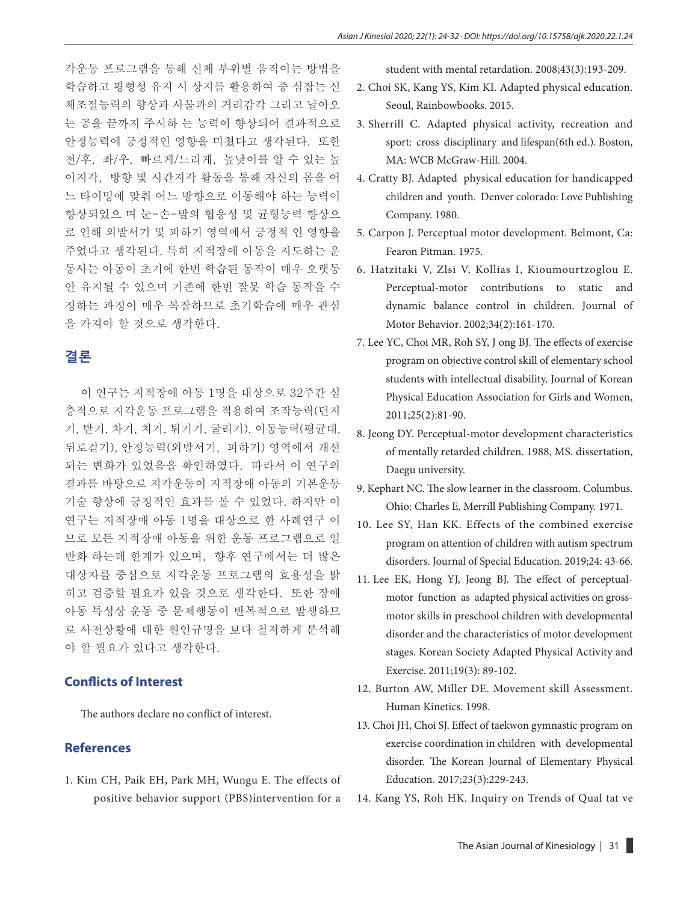각운동 프로그램을 통해 신체 부위별 움직이는 방법을 학습하고 평형성 유지 시 상지를 활용하여 중 심잡는 신체조절능력의 향상과 사물과의 거리감각 그리고 날아오는 공을 끝까지 주시하 는 능력이 향상되어 결과적으로 안정능력에 긍정적인 영향을 미쳤다고 생각된다. 또한 전/후, 좌/우, 빠르게/느리게, 높낮이를 알 수 있는 높이지각, 방향 및 시간지각 활동을 통해 자신의 몸을 어느 타이밍에 맞춰 어느 방향으로 이동해야 하는 능력이 향상되었으 며 눈-손-발의 협응성 및 균형능력 향상으로 인해 외발서기 및 피하기 영역에서 긍정적 인 영향을 주었다고 생각된다. 특히 지적장애 아동을 지도하는 운동사는 아동이 초기에 한번 학습된 동작이 매우 오랫동안 유지될 수 있으며 기존에 한번 잘못 학습 동작을 수정하는 과정이 매우 복잡하므로 초기학습에 매우 관심을 가져야 할 것으로 생각한다.

## 결론

이 연구는 지적장애 아동 1명을 대상으로 32주간 심층적으로 지각운동 프로그램을 적용하여 조작능력(던지기, 받기, 차기, 치기, 튀기기, 굴리기), 이동능력(평균대, 뒤로걷기), 안정능력(외발서기, 피하기) 영역에서 개선되는 변화가 있었음을 확인하였다. 따라서 이 연구의 결과를 바탕으로 지각운동이 지적장애 아동의 기본운동기술 향상에 긍정적인 효과를 볼 수 있었다. 하지만 이 연구는 지적장애 아동 1명을 대상으로 한 사례연구 이므로 모든 지적장애 아동을 위한 운동 프로그램으로 일반화 하는데 한계가 있으며, 향후 연구에서는 더 많은 대상자를 중심으로 지각운동 프로그램의 효용성을 밝히고 검증할 필요가 있을 것으로 생각한다. 또한 장애아동 특성상 운동 중 문제행동이 반복적으로 발생하므로 사전상황에 대한 원인규명을 보다 철저하게 분석해야 할 필요가 있다고 생각한다.

## Conflicts of Interest

The authors declare no conflict of interest.

## References

1. Kim CH, Paik EH, Park MH, Wungu E. The effects of positive behavior support (PBS)intervention for a student with mental retardation. 2008;43(3):193-209.
2. Choi SK, Kang YS, Kim KI. Adapted physical education. Seoul, Rainbowbooks. 2015.
3. Sherrill C. Adapted physical activity, recreation and sport: cross disciplinary and lifespan(6th ed.). Boston, MA: WCB McGraw-Hill. 2004.
4. Cratty BJ. Adapted physical education for handicapped children and youth. Denver colorado: Love Publishing Company. 1980.
5. Carpon J. Perceptual motor development. Belmont, Ca: Fearon Pitman. 1975.
6. Hatzitaki V, Zlsi V, Kollias I, Kioumourtzoglou E. Perceptual-motor contributions to static and dynamic balance control in children. Journal of Motor Behavior. 2002;34(2):161-170.
7. Lee YC, Choi MR, Roh SY, J ong BJ. The effects of exercise program on objective control skill of elementary school students with intellectual disability. Journal of Korean Physical Education Association for Girls and Women, 2011;25(2):81-90.
8. Jeong DY. Perceptual-motor development characteristics of mentally retarded children. 1988, MS. dissertation, Daegu university.
9. Kephart NC. The slow learner in the classroom. Columbus. Ohio: Charles E, Merrill Publishing Company. 1971.
10. Lee SY, Han KK. Effects of the combined exercise program on attention of children with autism spectrum disorders. Journal of Special Education. 2019;24: 43-66.
11. Lee EK, Hong YJ, Jeong BJ. The effect of perceptual-motor function as adapted physical activities on gross-motor skills in preschool children with developmental disorder and the characteristics of motor development stages. Korean Society Adapted Physical Activity and Exercise. 2011;19(3): 89-102.
12. Burton AW, Miller DE. Movement skill Assessment. Human Kinetics. 1998.
13. Choi JH, Choi SJ. Effect of taekwon gymnastic program on exercise coordination in children with developmental disorder. The Korean Journal of Elementary Physical Education. 2017;23(3):229-243.
14. Kang YS, Roh HK. Inquiry on Trends of Qual tat ve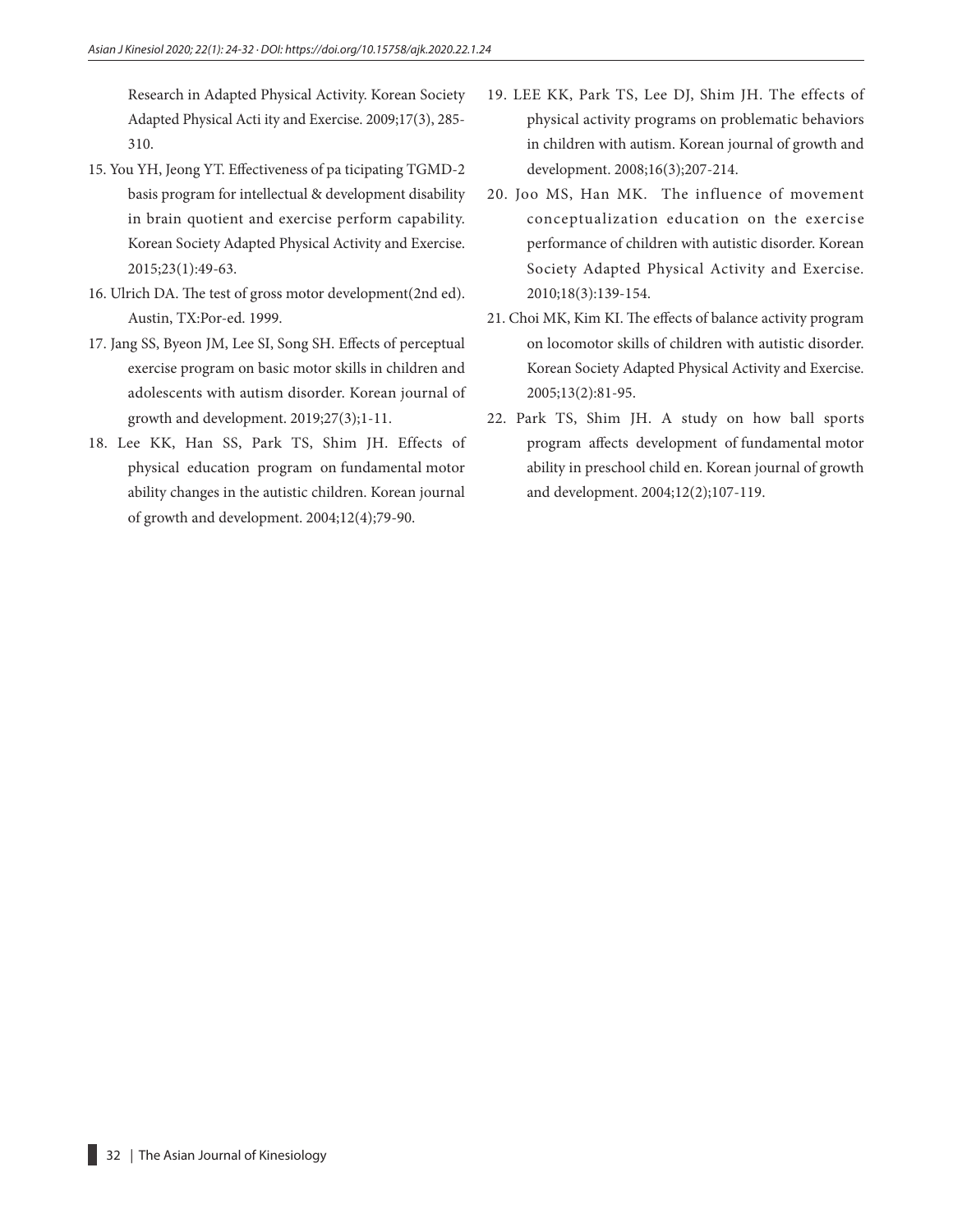Research in Adapted Physical Activity. Korean Society Adapted Physical Acti ity and Exercise. 2009;17(3), 285-310.

15. You YH, Jeong YT. Effectiveness of pa ticipating TGMD-2 basis program for intellectual & development disability in brain quotient and exercise perform capability. Korean Society Adapted Physical Activity and Exercise. 2015;23(1):49-63.
16. Ulrich DA. The test of gross motor development(2nd ed). Austin, TX:Por-ed. 1999.
17. Jang SS, Byeon JM, Lee SI, Song SH. Effects of perceptual exercise program on basic motor skills in children and adolescents with autism disorder. Korean journal of growth and development. 2019;27(3);1-11.
18. Lee KK, Han SS, Park TS, Shim JH. Effects of physical education program on fundamental motor ability changes in the autistic children. Korean journal of growth and development. 2004;12(4);79-90.
19. LEE KK, Park TS, Lee DJ, Shim JH. The effects of physical activity programs on problematic behaviors in children with autism. Korean journal of growth and development. 2008;16(3);207-214.
20. Joo MS, Han MK. The influence of movement conceptualization education on the exercise performance of children with autistic disorder. Korean Society Adapted Physical Activity and Exercise. 2010;18(3):139-154.
21. Choi MK, Kim KI. The effects of balance activity program on locomotor skills of children with autistic disorder. Korean Society Adapted Physical Activity and Exercise. 2005;13(2):81-95.
22. Park TS, Shim JH. A study on how ball sports program affects development of fundamental motor ability in preschool child en. Korean journal of growth and development. 2004;12(2);107-119.